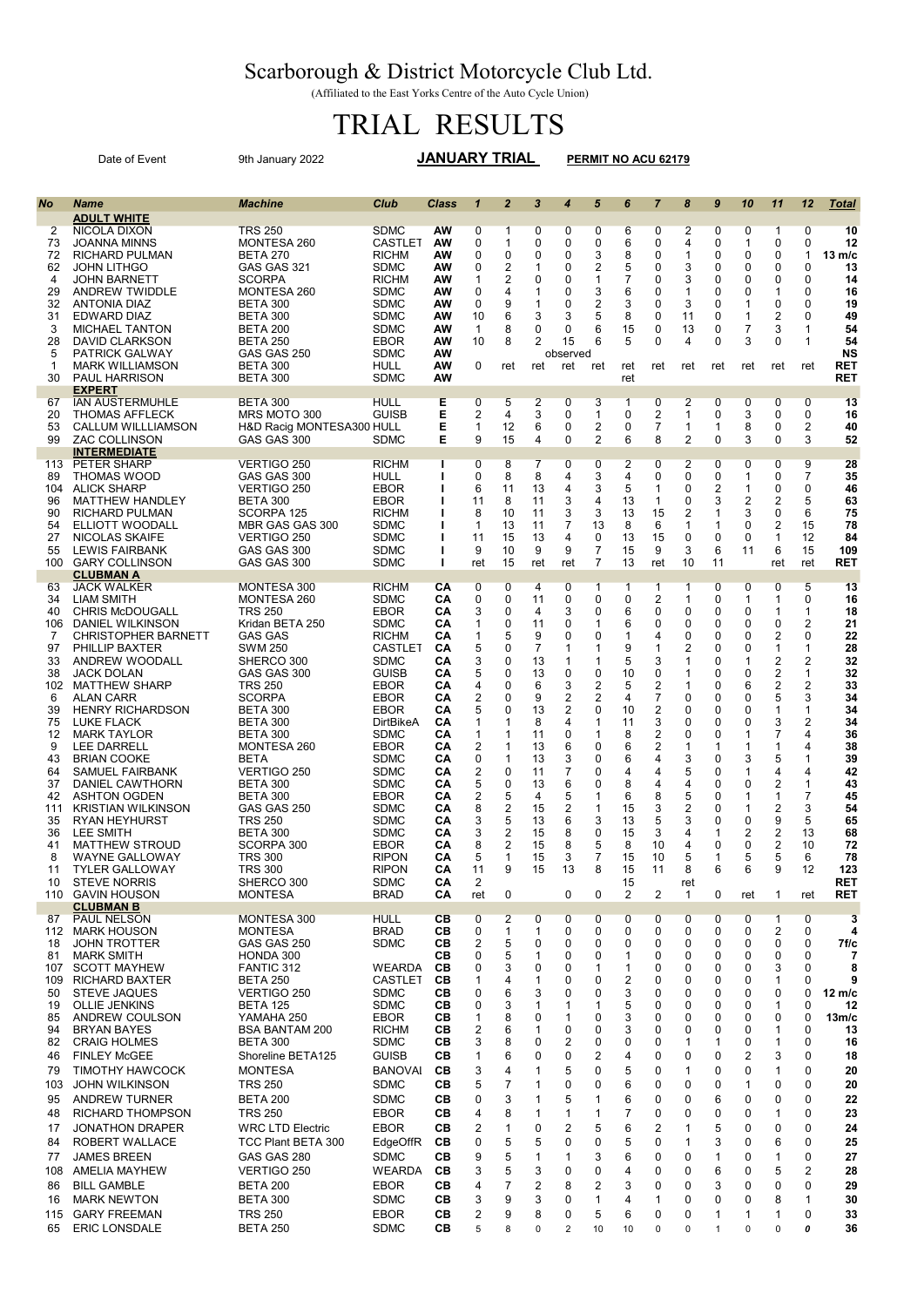# Scarborough & District Motorcycle Club Ltd.

(Affiliated to the East Yorks Centre of the Auto Cycle Union)

# TRIAL RESULTS

Date of Event 9th January 2022 **JANUARY TRIAL** **PERMIT NO ACU 62179**

| No | Name | Machine | Club | Class | 1 | 2 | 3 | 4 | 5 | 6 | 7 | 8 | 9 | 10 | 11 | 12 | Total |
|---|---|---|---|---|---|---|---|---|---|---|---|---|---|---|---|---|---|
| | **ADULT WHITE** | | | | | | | | | | | | | | | | |
| 2 | NICOLA DIXON | TRS 250 | SDMC | AW | 0 | 1 | 0 | 0 | 0 | 6 | 0 | 2 | 0 | 0 | 1 | 0 | 10 |
| 73 | JOANNA MINNS | MONTESA 260 | CASTLET | AW | 0 | 1 | 0 | 0 | 0 | 6 | 0 | 4 | 0 | 1 | 0 | 0 | 12 |
| 72 | RICHARD PULMAN | BETA 270 | RICHM | AW | 0 | 0 | 0 | 0 | 3 | 8 | 0 | 1 | 0 | 0 | 0 | 1 | 13 m/c |
| 62 | JOHN LITHGO | GAS GAS 321 | SDMC | AW | 0 | 2 | 1 | 0 | 2 | 5 | 0 | 3 | 0 | 0 | 0 | 0 | 13 |
| 4 | JOHN BARNETT | SCORPA | RICHM | AW | 1 | 2 | 0 | 0 | 1 | 7 | 0 | 3 | 0 | 0 | 0 | 0 | 14 |
| 29 | ANDREW TWIDDLE | MONTESA 260 | SDMC | AW | 0 | 4 | 1 | 0 | 3 | 6 | 0 | 1 | 0 | 0 | 1 | 0 | 16 |
| 32 | ANTONIA DIAZ | BETA 300 | SDMC | AW | 0 | 9 | 1 | 0 | 2 | 3 | 0 | 3 | 0 | 1 | 0 | 0 | 19 |
| 31 | EDWARD DIAZ | BETA 300 | SDMC | AW | 10 | 6 | 3 | 3 | 5 | 8 | 0 | 11 | 0 | 1 | 2 | 0 | 49 |
| 3 | MICHAEL TANTON | BETA 200 | SDMC | AW | 1 | 8 | 0 | 0 | 6 | 15 | 0 | 13 | 0 | 7 | 3 | 1 | 54 |
| 28 | DAVID CLARKSON | BETA 250 | EBOR | AW | 10 | 8 | 2 | 15 | 6 | 5 | 0 | 4 | 0 | 3 | 0 | 1 | 54 |
| 5 | PATRICK GALWAY | GAS GAS 250 | SDMC | AW | | | | observed | | | | | | | | | NS |
| 1 | MARK WILLIAMSON | BETA 300 | HULL | AW | 0 | ret | ret | ret | ret | ret | ret | ret | ret | ret | ret | ret | RET |
| 30 | PAUL HARRISON | BETA 300 | SDMC | AW | | | | | | ret | | | | | | | RET |
| | **EXPERT** | | | | | | | | | | | | | | | | |
| 67 | IAN AUSTERMUHLE | BETA 300 | HULL | E | 0 | 5 | 2 | 0 | 3 | 1 | 0 | 2 | 0 | 0 | 0 | 0 | 13 |
| 20 | THOMAS AFFLECK | MRS MOTO 300 | GUISB | E | 2 | 4 | 3 | 0 | 1 | 0 | 2 | 1 | 0 | 3 | 0 | 0 | 16 |
| 53 | CALLUM WILLLIAMSON | H&D Racig MONTESA300 | HULL | E | 1 | 12 | 6 | 0 | 2 | 0 | 7 | 1 | 1 | 8 | 0 | 2 | 40 |
| 99 | ZAC COLLINSON | GAS GAS 300 | SDMC | E | 9 | 15 | 4 | 0 | 2 | 6 | 8 | 2 | 0 | 3 | 0 | 3 | 52 |
| | **INTERMEDIATE** | | | | | | | | | | | | | | | | |
| 113 | PETER SHARP | VERTIGO 250 | RICHM | I | 0 | 8 | 7 | 0 | 0 | 2 | 0 | 2 | 0 | 0 | 0 | 9 | 28 |
| 89 | THOMAS WOOD | GAS GAS 300 | HULL | I | 0 | 8 | 8 | 4 | 3 | 4 | 0 | 0 | 0 | 1 | 0 | 7 | 35 |
| 104 | ALICK SHARP | VERTIGO 250 | EBOR | I | 6 | 11 | 13 | 4 | 3 | 5 | 1 | 0 | 2 | 1 | 0 | 0 | 46 |
| 96 | MATTHEW HANDLEY | BETA 300 | EBOR | I | 11 | 8 | 11 | 3 | 4 | 13 | 1 | 0 | 3 | 2 | 2 | 5 | 63 |
| 90 | RICHARD PULMAN | SCORPA 125 | RICHM | I | 8 | 10 | 11 | 3 | 3 | 13 | 15 | 2 | 1 | 3 | 0 | 6 | 75 |
| 54 | ELLIOTT WOODALL | MBR GAS GAS 300 | SDMC | I | 1 | 13 | 11 | 7 | 13 | 8 | 6 | 1 | 1 | 0 | 2 | 15 | 78 |
| 27 | NICOLAS SKAIFE | VERTIGO 250 | SDMC | I | 11 | 15 | 13 | 4 | 0 | 13 | 15 | 0 | 0 | 0 | 1 | 12 | 84 |
| 55 | LEWIS FAIRBANK | GAS GAS 300 | SDMC | I | 9 | 10 | 9 | 9 | 7 | 15 | 9 | 3 | 6 | 11 | 6 | 15 | 109 |
| 100 | GARY COLLINSON | GAS GAS 300 | SDMC | I | ret | 15 | ret | ret | 7 | 13 | ret | 10 | 11 | | ret | ret | RET |
| | **CLUBMAN A** | | | | | | | | | | | | | | | | |
| 63 | JACK WALKER | MONTESA 300 | RICHM | CA | 0 | 0 | 4 | 0 | 1 | 1 | 1 | 1 | 0 | 0 | 0 | 5 | 13 |
| 34 | LIAM SMITH | MONTESA 260 | SDMC | CA | 0 | 0 | 11 | 0 | 0 | 0 | 2 | 1 | 0 | 1 | 1 | 0 | 16 |
| 40 | CHRIS McDOUGALL | TRS 250 | EBOR | CA | 3 | 0 | 4 | 3 | 0 | 6 | 0 | 0 | 0 | 0 | 1 | 1 | 18 |
| 106 | DANIEL WILKINSON | Kridan BETA 250 | SDMC | CA | 1 | 0 | 11 | 0 | 1 | 6 | 0 | 0 | 0 | 0 | 0 | 2 | 21 |
| 7 | CHRISTOPHER BARNETT | GAS GAS | RICHM | CA | 1 | 5 | 9 | 0 | 0 | 1 | 4 | 0 | 0 | 0 | 2 | 0 | 22 |
| 97 | PHILLIP BAXTER | SWM 250 | CASTLET | CA | 5 | 0 | 7 | 1 | 1 | 9 | 1 | 2 | 0 | 0 | 1 | 1 | 28 |
| 33 | ANDREW WOODALL | SHERCO 300 | SDMC | CA | 3 | 0 | 13 | 1 | 1 | 5 | 3 | 1 | 0 | 1 | 2 | 2 | 32 |
| 38 | JACK DOLAN | GAS GAS 300 | GUISB | CA | 5 | 0 | 13 | 0 | 0 | 10 | 0 | 1 | 0 | 0 | 2 | 1 | 32 |
| 102 | MATTHEW SHARP | TRS 250 | EBOR | CA | 4 | 0 | 6 | 3 | 2 | 5 | 2 | 1 | 0 | 6 | 2 | 2 | 33 |
| 6 | ALAN CARR | SCORPA | EBOR | CA | 2 | 0 | 9 | 2 | 2 | 4 | 7 | 0 | 0 | 0 | 5 | 3 | 34 |
| 39 | HENRY RICHARDSON | BETA 300 | EBOR | CA | 5 | 0 | 13 | 2 | 0 | 10 | 2 | 0 | 0 | 0 | 1 | 1 | 34 |
| 75 | LUKE FLACK | BETA 300 | DirtBikeA | CA | 1 | 1 | 8 | 4 | 1 | 11 | 3 | 0 | 0 | 0 | 3 | 2 | 34 |
| 12 | MARK TAYLOR | BETA 300 | SDMC | CA | 1 | 1 | 11 | 0 | 1 | 8 | 2 | 0 | 0 | 1 | 7 | 4 | 36 |
| 9 | LEE DARRELL | MONTESA 260 | EBOR | CA | 2 | 1 | 13 | 6 | 0 | 6 | 2 | 1 | 1 | 1 | 1 | 4 | 38 |
| 43 | BRIAN COOKE | BETA | SDMC | CA | 0 | 1 | 13 | 3 | 0 | 6 | 4 | 3 | 0 | 3 | 5 | 1 | 39 |
| 64 | SAMUEL FAIRBANK | VERTIGO 250 | SDMC | CA | 2 | 0 | 11 | 7 | 0 | 4 | 4 | 5 | 0 | 1 | 4 | 4 | 42 |
| 37 | DANIEL CAWTHORN | BETA 300 | SDMC | CA | 5 | 0 | 13 | 6 | 0 | 8 | 4 | 4 | 0 | 0 | 2 | 1 | 43 |
| 42 | ASHTON OGDEN | BETA 300 | EBOR | CA | 2 | 5 | 4 | 5 | 1 | 6 | 8 | 5 | 0 | 1 | 1 | 7 | 45 |
| 111 | KRISTIAN WILKINSON | GAS GAS 250 | SDMC | CA | 8 | 2 | 15 | 2 | 1 | 15 | 3 | 2 | 0 | 1 | 2 | 3 | 54 |
| 35 | RYAN HEYHURST | TRS 250 | SDMC | CA | 3 | 5 | 13 | 6 | 3 | 13 | 5 | 3 | 0 | 0 | 9 | 5 | 65 |
| 36 | LEE SMITH | BETA 300 | SDMC | CA | 3 | 2 | 15 | 8 | 0 | 15 | 3 | 4 | 1 | 2 | 2 | 13 | 68 |
| 41 | MATTHEW STROUD | SCORPA 300 | EBOR | CA | 8 | 2 | 15 | 8 | 5 | 8 | 10 | 4 | 0 | 0 | 2 | 10 | 72 |
| 8 | WAYNE GALLOWAY | TRS 300 | RIPON | CA | 5 | 1 | 15 | 3 | 7 | 15 | 10 | 5 | 1 | 5 | 5 | 6 | 78 |
| 11 | TYLER GALLOWAY | TRS 300 | RIPON | CA | 11 | 9 | 15 | 13 | 8 | 15 | 11 | 8 | 6 | 6 | 9 | 12 | 123 |
| 10 | STEVE NORRIS | SHERCO 300 | SDMC | CA | 2 | | | | | 15 | | ret | | | | | RET |
| 110 | GAVIN HOUSON | MONTESA | BRAD | CA | ret | 0 | | 0 | 0 | 2 | 2 | 1 | 0 | ret | 1 | ret | RET |
| | **CLUBMAN B** | | | | | | | | | | | | | | | | |
| 87 | PAUL NELSON | MONTESA 300 | HULL | CB | 0 | 2 | 0 | 0 | 0 | 0 | 0 | 0 | 0 | 0 | 1 | 0 | 3 |
| 112 | MARK HOUSON | MONTESA | BRAD | CB | 0 | 1 | 1 | 0 | 0 | 0 | 0 | 0 | 0 | 0 | 2 | 0 | 4 |
| 18 | JOHN TROTTER | GAS GAS 250 | SDMC | CB | 2 | 5 | 0 | 0 | 0 | 0 | 0 | 0 | 0 | 0 | 0 | 0 | 7f/c |
| 81 | MARK SMITH | HONDA 300 | | CB | 0 | 5 | 1 | 0 | 0 | 1 | 0 | 0 | 0 | 0 | 0 | 0 | 7 |
| 107 | SCOTT MAYHEW | FANTIC 312 | WEARDA | CB | 0 | 3 | 0 | 0 | 1 | 1 | 0 | 0 | 0 | 0 | 3 | 0 | 8 |
| 109 | RICHARD BAXTER | BETA 250 | CASTLET | CB | 1 | 4 | 1 | 0 | 0 | 2 | 0 | 0 | 0 | 0 | 1 | 0 | 9 |
| 50 | STEVE JAQUES | VERTIGO 250 | SDMC | CB | 0 | 6 | 3 | 0 | 0 | 3 | 0 | 0 | 0 | 0 | 0 | 0 | 12 m/c |
| 19 | OLLIE JENKINS | BETA 125 | SDMC | CB | 0 | 3 | 1 | 1 | 1 | 5 | 0 | 0 | 0 | 0 | 1 | 0 | 12 |
| 85 | ANDREW COULSON | YAMAHA 250 | EBOR | CB | 1 | 8 | 0 | 1 | 0 | 3 | 0 | 0 | 0 | 0 | 0 | 0 | 13m/c |
| 94 | BRYAN BAYES | BSA BANTAM 200 | RICHM | CB | 2 | 6 | 1 | 0 | 0 | 3 | 0 | 0 | 0 | 0 | 1 | 0 | 13 |
| 82 | CRAIG HOLMES | BETA 300 | SDMC | CB | 3 | 8 | 0 | 2 | 0 | 0 | 0 | 1 | 1 | 0 | 1 | 0 | 16 |
| 46 | FINLEY McGEE | Shoreline BETA125 | GUISB | CB | 1 | 6 | 0 | 0 | 2 | 4 | 0 | 0 | 0 | 2 | 3 | 0 | 18 |
| 79 | TIMOTHY HAWCOCK | MONTESA | BANOVAI | CB | 3 | 4 | 1 | 5 | 0 | 5 | 0 | 1 | 0 | 0 | 1 | 0 | 20 |
| 103 | JOHN WILKINSON | TRS 250 | SDMC | CB | 5 | 7 | 1 | 0 | 0 | 6 | 0 | 0 | 0 | 1 | 0 | 0 | 20 |
| 95 | ANDREW TURNER | BETA 200 | SDMC | CB | 0 | 3 | 1 | 5 | 1 | 6 | 0 | 0 | 6 | 0 | 0 | 0 | 22 |
| 48 | RICHARD THOMPSON | TRS 250 | EBOR | CB | 4 | 8 | 1 | 1 | 1 | 7 | 0 | 0 | 0 | 0 | 1 | 0 | 23 |
| 17 | JONATHON DRAPER | WRC LTD Electric | EBOR | CB | 2 | 1 | 0 | 2 | 5 | 6 | 2 | 1 | 5 | 0 | 0 | 0 | 24 |
| 84 | ROBERT WALLACE | TCC Plant BETA 300 | EdgeOffR | CB | 0 | 5 | 5 | 0 | 0 | 5 | 0 | 1 | 3 | 0 | 6 | 0 | 25 |
| 77 | JAMES BREEN | GAS GAS 280 | SDMC | CB | 9 | 5 | 1 | 1 | 3 | 6 | 0 | 0 | 1 | 0 | 1 | 0 | 27 |
| 108 | AMELIA MAYHEW | VERTIGO 250 | WEARDA | CB | 3 | 5 | 3 | 0 | 0 | 4 | 0 | 0 | 6 | 0 | 5 | 2 | 28 |
| 86 | BILL GAMBLE | BETA 200 | EBOR | CB | 4 | 7 | 2 | 8 | 2 | 3 | 0 | 0 | 3 | 0 | 0 | 0 | 29 |
| 16 | MARK NEWTON | BETA 300 | SDMC | CB | 3 | 9 | 3 | 0 | 1 | 4 | 1 | 0 | 0 | 0 | 8 | 1 | 30 |
| 115 | GARY FREEMAN | TRS 250 | EBOR | CB | 2 | 9 | 8 | 0 | 5 | 6 | 0 | 0 | 1 | 1 | 1 | 0 | 33 |
| 65 | ERIC LONSDALE | BETA 250 | SDMC | CB | 5 | 8 | 0 | 2 | 10 | 10 | 0 | 0 | 1 | 0 | 0 | 0 | 36 |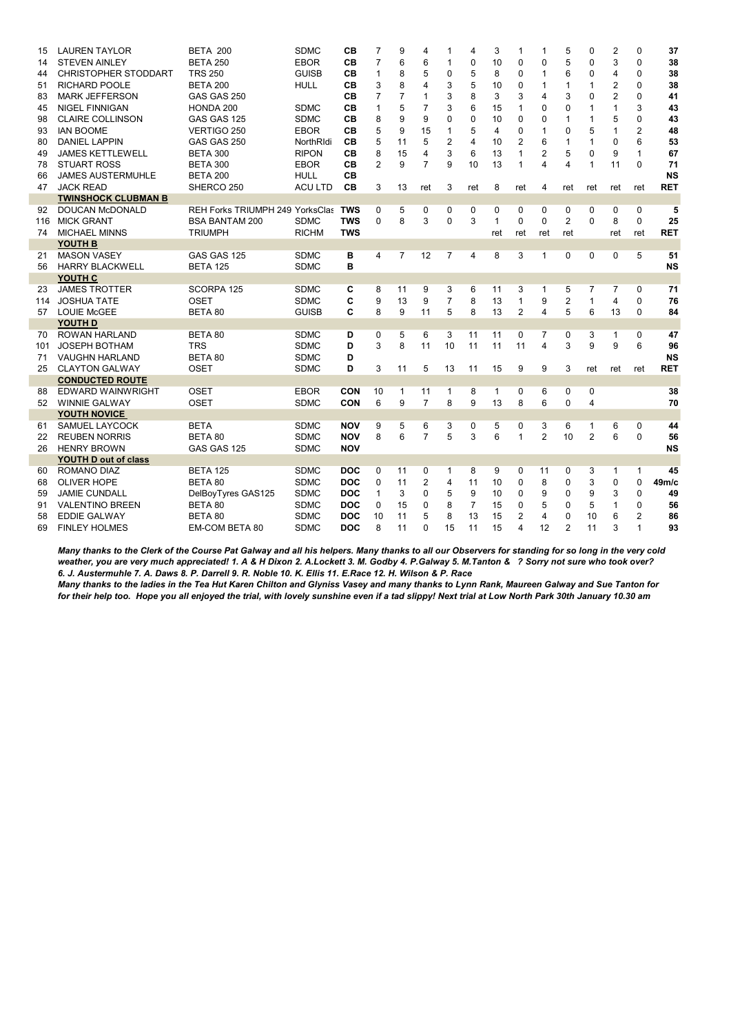| | | | | | | | | | | | | | | | | | |
|---|---|---|---|---|---|---|---|---|---|---|---|---|---|---|---|---|---|
| 15 | LAUREN TAYLOR | BETA 200 | SDMC | **CB** | 7 | 9 | 4 | 1 | 4 | 3 | 1 | 1 | 5 | 0 | 2 | 0 | **37** |
| 14 | STEVEN AINLEY | BETA 250 | EBOR | **CB** | 7 | 6 | 6 | 1 | 0 | 10 | 0 | 0 | 5 | 0 | 3 | 0 | **38** |
| 44 | CHRISTOPHER STODDART | TRS 250 | GUISB | **CB** | 1 | 8 | 5 | 0 | 5 | 8 | 0 | 1 | 6 | 0 | 4 | 0 | **38** |
| 51 | RICHARD POOLE | BETA 200 | HULL | **CB** | 3 | 8 | 4 | 3 | 5 | 10 | 0 | 1 | 1 | 1 | 2 | 0 | **38** |
| 83 | MARK JEFFERSON | GAS GAS 250 | | **CB** | 7 | 7 | 1 | 3 | 8 | 3 | 3 | 4 | 3 | 0 | 2 | 0 | **41** |
| 45 | NIGEL FINNIGAN | HONDA 200 | SDMC | **CB** | 1 | 5 | 7 | 3 | 6 | 15 | 1 | 0 | 0 | 1 | 1 | 3 | **43** |
| 98 | CLAIRE COLLINSON | GAS GAS 125 | SDMC | **CB** | 8 | 9 | 9 | 0 | 0 | 10 | 0 | 0 | 1 | 1 | 5 | 0 | **43** |
| 93 | IAN BOOME | VERTIGO 250 | EBOR | **CB** | 5 | 9 | 15 | 1 | 5 | 4 | 0 | 1 | 0 | 5 | 1 | 2 | **48** |
| 80 | DANIEL LAPPIN | GAS GAS 250 | NorthRldi | **CB** | 5 | 11 | 5 | 2 | 4 | 10 | 2 | 6 | 1 | 1 | 0 | 6 | **53** |
| 49 | JAMES KETTLEWELL | BETA 300 | RIPON | **CB** | 8 | 15 | 4 | 3 | 6 | 13 | 1 | 2 | 5 | 0 | 9 | 1 | **67** |
| 78 | STUART ROSS | BETA 300 | EBOR | **CB** | 2 | 9 | 7 | 9 | 10 | 13 | 1 | 4 | 4 | 1 | 11 | 0 | **71** |
| 66 | JAMES AUSTERMUHLE | BETA 200 | HULL | **CB** | | | | | | | | | | | | | **NS** |
| 47 | JACK READ | SHERCO 250 | ACU LTD | **CB** | 3 | 13 | ret | 3 | ret | 8 | ret | 4 | ret | ret | ret | ret | **RET** |
| | **TWINSHOCK CLUBMAN B** | | | | | | | | | | | | | | | | |
| 92 | DOUCAN McDONALD | REH Forks TRIUMPH 249 | YorksClas | **TWS** | 0 | 5 | 0 | 0 | 0 | 0 | 0 | 0 | 0 | 0 | 0 | 0 | **5** |
| 116 | MICK GRANT | BSA BANTAM 200 | SDMC | **TWS** | 0 | 8 | 3 | 0 | 3 | 1 | 0 | 0 | 2 | 0 | 8 | 0 | **25** |
| 74 | MICHAEL MINNS | TRIUMPH | RICHM | **TWS** | | | | | | ret | ret | ret | ret | | ret | ret | **RET** |
| | **YOUTH B** | | | | | | | | | | | | | | | | |
| 21 | MASON VASEY | GAS GAS 125 | SDMC | **B** | 4 | 7 | 12 | 7 | 4 | 8 | 3 | 1 | 0 | 0 | 0 | 5 | **51** |
| 56 | HARRY BLACKWELL | BETA 125 | SDMC | **B** | | | | | | | | | | | | | **NS** |
| | **YOUTH C** | | | | | | | | | | | | | | | | |
| 23 | JAMES TROTTER | SCORPA 125 | SDMC | **C** | 8 | 11 | 9 | 3 | 6 | 11 | 3 | 1 | 5 | 7 | 7 | 0 | **71** |
| 114 | JOSHUA TATE | OSET | SDMC | **C** | 9 | 13 | 9 | 7 | 8 | 13 | 1 | 9 | 2 | 1 | 4 | 0 | **76** |
| 57 | LOUIE McGEE | BETA 80 | GUISB | **C** | 8 | 9 | 11 | 5 | 8 | 13 | 2 | 4 | 5 | 6 | 13 | 0 | **84** |
| | **YOUTH D** | | | | | | | | | | | | | | | | |
| 70 | ROWAN HARLAND | BETA 80 | SDMC | **D** | 0 | 5 | 6 | 3 | 11 | 11 | 0 | 7 | 0 | 3 | 1 | 0 | **47** |
| 101 | JOSEPH BOTHAM | TRS | SDMC | **D** | 3 | 8 | 11 | 10 | 11 | 11 | 11 | 4 | 3 | 9 | 9 | 6 | **96** |
| 71 | VAUGHN HARLAND | BETA 80 | SDMC | **D** | | | | | | | | | | | | | **NS** |
| 25 | CLAYTON GALWAY | OSET | SDMC | **D** | 3 | 11 | 5 | 13 | 11 | 15 | 9 | 9 | 3 | ret | ret | ret | **RET** |
| | **CONDUCTED ROUTE** | | | | | | | | | | | | | | | | |
| 88 | EDWARD WAINWRIGHT | OSET | EBOR | **CON** | 10 | 1 | 11 | 1 | 8 | 1 | 0 | 6 | 0 | 0 | | | **38** |
| 52 | WINNIE GALWAY | OSET | SDMC | **CON** | 6 | 9 | 7 | 8 | 9 | 13 | 8 | 6 | 0 | 4 | | | **70** |
| | **YOUTH NOVICE** | | | | | | | | | | | | | | | | |
| 61 | SAMUEL LAYCOCK | BETA | SDMC | **NOV** | 9 | 5 | 6 | 3 | 0 | 5 | 0 | 3 | 6 | 1 | 6 | 0 | **44** |
| 22 | REUBEN NORRIS | BETA 80 | SDMC | **NOV** | 8 | 6 | 7 | 5 | 3 | 6 | 1 | 2 | 10 | 2 | 6 | 0 | **56** |
| 26 | HENRY BROWN | GAS GAS 125 | SDMC | **NOV** | | | | | | | | | | | | | **NS** |
| | **YOUTH D out of class** | | | | | | | | | | | | | | | | |
| 60 | ROMANO DIAZ | BETA 125 | SDMC | **DOC** | 0 | 11 | 0 | 1 | 8 | 9 | 0 | 11 | 0 | 3 | 1 | 1 | **45** |
| 68 | OLIVER HOPE | BETA 80 | SDMC | **DOC** | 0 | 11 | 2 | 4 | 11 | 10 | 0 | 8 | 0 | 3 | 0 | 0 | **49m/c** |
| 59 | JAMIE CUNDALL | DelBoyTyres GAS125 | SDMC | **DOC** | 1 | 3 | 0 | 5 | 9 | 10 | 0 | 9 | 0 | 9 | 3 | 0 | **49** |
| 91 | VALENTINO BREEN | BETA 80 | SDMC | **DOC** | 0 | 15 | 0 | 8 | 7 | 15 | 0 | 5 | 0 | 5 | 1 | 0 | **56** |
| 58 | EDDIE GALWAY | BETA 80 | SDMC | **DOC** | 10 | 11 | 5 | 8 | 13 | 15 | 2 | 4 | 0 | 10 | 6 | 2 | **86** |
| 69 | FINLEY HOLMES | EM-COM BETA 80 | SDMC | **DOC** | 8 | 11 | 0 | 15 | 11 | 15 | 4 | 12 | 2 | 11 | 3 | 1 | **93** |

***Many thanks to the Clerk of the Course Pat Galway and all his helpers. Many thanks to all our Observers for standing for so long in the very cold weather, you are very much appreciated! 1. A & H Dixon 2. A.Lockett 3. M. Godby 4. P.Galway 5. M.Tanton & ? Sorry not sure who took over? 6. J. Austermuhle 7. A. Daws 8. P. Darrell 9. R. Noble 10. K. Ellis 11. E.Race 12. H. Wilson & P. Race***

***Many thanks to the ladies in the Tea Hut Karen Chilton and Glyniss Vasey and many thanks to Lynn Rank, Maureen Galway and Sue Tanton for for their help too. Hope you all enjoyed the trial, with lovely sunshine even if a tad slippy! Next trial at Low North Park 30th January 10.30 am***